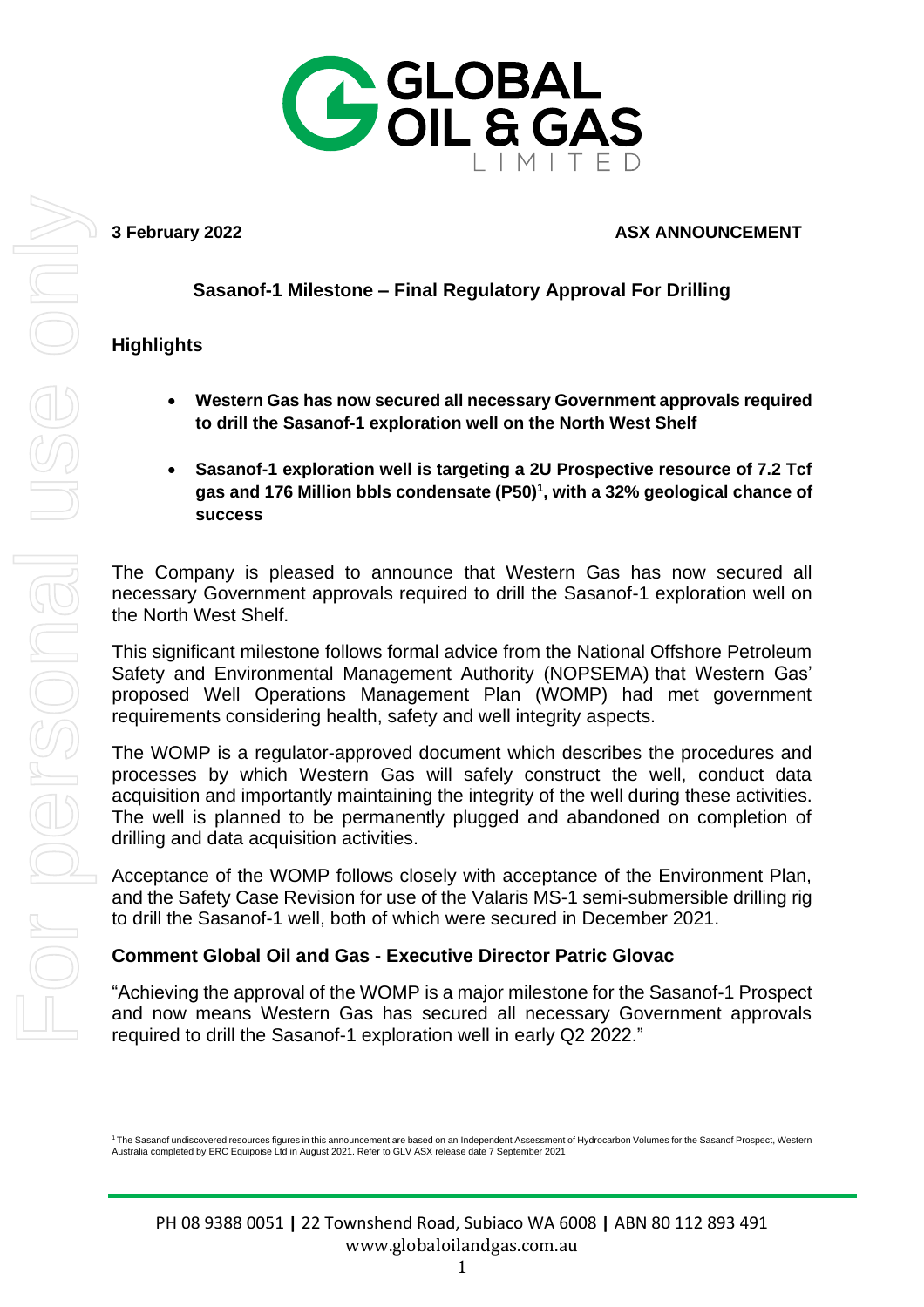**3 February 2022** **ASX ANNOUNCEMENT**

## Sasanof-1 Milestone – Final Regulatory Approval For Drilling

### Highlights

- **Western Gas has now secured all necessary Government approvals required to drill the Sasanof-1 exploration well on the North West Shelf**
- **Sasanof-1 exploration well is targeting a 2U Prospective resource of 7.2 Tcf gas and 176 Million bbls condensate (P50)[1], with a 32% geological chance of success**

The Company is pleased to announce that Western Gas has now secured all necessary Government approvals required to drill the Sasanof-1 exploration well on the North West Shelf.

This significant milestone follows formal advice from the National Offshore Petroleum Safety and Environmental Management Authority (NOPSEMA) that Western Gas' proposed Well Operations Management Plan (WOMP) had met government requirements considering health, safety and well integrity aspects.

The WOMP is a regulator-approved document which describes the procedures and processes by which Western Gas will safely construct the well, conduct data acquisition and importantly maintaining the integrity of the well during these activities. The well is planned to be permanently plugged and abandoned on completion of drilling and data acquisition activities.

Acceptance of the WOMP follows closely with acceptance of the Environment Plan, and the Safety Case Revision for use of the Valaris MS-1 semi-submersible drilling rig to drill the Sasanof-1 well, both of which were secured in December 2021.

### Comment Global Oil and Gas - Executive Director Patric Glovac

"Achieving the approval of the WOMP is a major milestone for the Sasanof-1 Prospect and now means Western Gas has secured all necessary Government approvals required to drill the Sasanof-1 exploration well in early Q2 2022."

[1] The Sasanof undiscovered resources figures in this announcement are based on an Independent Assessment of Hydrocarbon Volumes for the Sasanof Prospect, Western Australia completed by ERC Equipoise Ltd in August 2021. Refer to GLV ASX release date 7 September 2021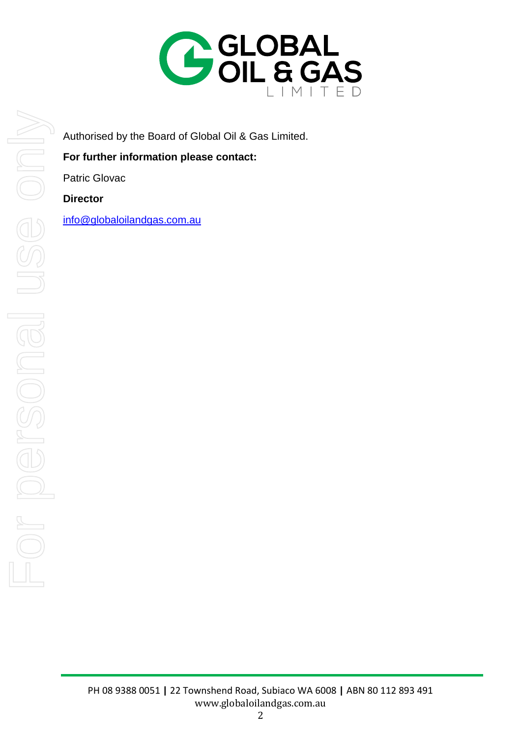Authorised by the Board of Global Oil & Gas Limited.

**For further information please contact:**

Patric Glovac

**Director**

info@globaloilandgas.com.au